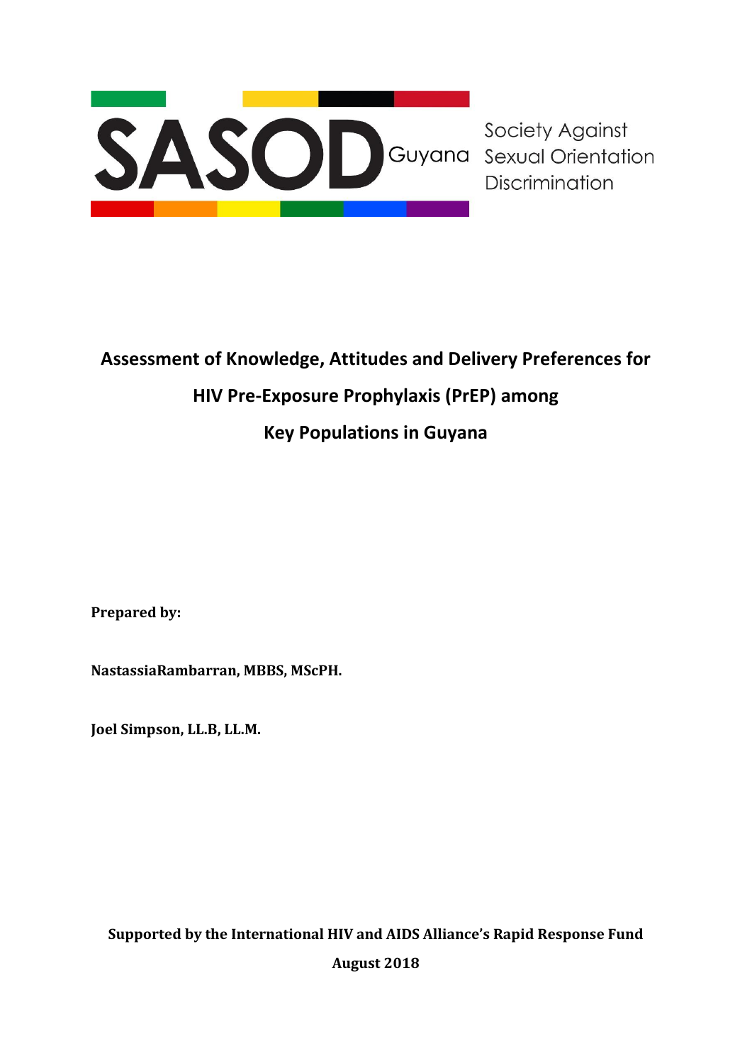SASOD Guyana

Society Against Sexual Orientation Discrimination

# Assessment of Knowledge, Attitudes and Delivery Preferences for HIV Pre-Exposure Prophylaxis (PrEP) among Key Populations in Guyana

**Prepared by:**

**NastassiaRambarran, MBBS, MScPH.**

**Joel Simpson, LL.B, LL.M.**

**Supported by the International HIV and AIDS Alliance's Rapid Response Fund**

**August 2018**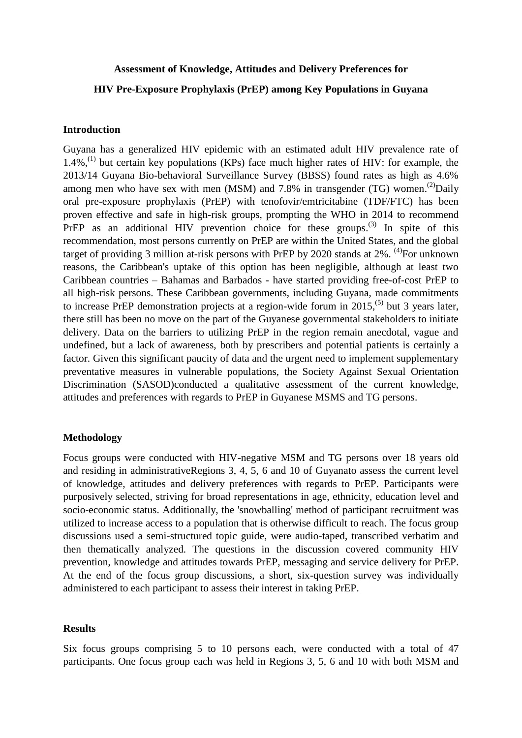**Assessment of Knowledge, Attitudes and Delivery Preferences for**

**HIV Pre-Exposure Prophylaxis (PrEP) among Key Populations in Guyana**

## Introduction

Guyana has a generalized HIV epidemic with an estimated adult HIV prevalence rate of 1.4%,[1] but certain key populations (KPs) face much higher rates of HIV: for example, the 2013/14 Guyana Bio-behavioral Surveillance Survey (BBSS) found rates as high as 4.6% among men who have sex with men (MSM) and 7.8% in transgender (TG) women.[2]Daily oral pre-exposure prophylaxis (PrEP) with tenofovir/emtricitabine (TDF/FTC) has been proven effective and safe in high-risk groups, prompting the WHO in 2014 to recommend PrEP as an additional HIV prevention choice for these groups.[3] In spite of this recommendation, most persons currently on PrEP are within the United States, and the global target of providing 3 million at-risk persons with PrEP by 2020 stands at 2%. [4]For unknown reasons, the Caribbean's uptake of this option has been negligible, although at least two Caribbean countries – Bahamas and Barbados - have started providing free-of-cost PrEP to all high-risk persons. These Caribbean governments, including Guyana, made commitments to increase PrEP demonstration projects at a region-wide forum in 2015,[5] but 3 years later, there still has been no move on the part of the Guyanese governmental stakeholders to initiate delivery. Data on the barriers to utilizing PrEP in the region remain anecdotal, vague and undefined, but a lack of awareness, both by prescribers and potential patients is certainly a factor. Given this significant paucity of data and the urgent need to implement supplementary preventative measures in vulnerable populations, the Society Against Sexual Orientation Discrimination (SASOD)conducted a qualitative assessment of the current knowledge, attitudes and preferences with regards to PrEP in Guyanese MSMS and TG persons.

## Methodology

Focus groups were conducted with HIV-negative MSM and TG persons over 18 years old and residing in administrativeRegions 3, 4, 5, 6 and 10 of Guyanato assess the current level of knowledge, attitudes and delivery preferences with regards to PrEP. Participants were purposively selected, striving for broad representations in age, ethnicity, education level and socio-economic status. Additionally, the 'snowballing' method of participant recruitment was utilized to increase access to a population that is otherwise difficult to reach. The focus group discussions used a semi-structured topic guide, were audio-taped, transcribed verbatim and then thematically analyzed. The questions in the discussion covered community HIV prevention, knowledge and attitudes towards PrEP, messaging and service delivery for PrEP. At the end of the focus group discussions, a short, six-question survey was individually administered to each participant to assess their interest in taking PrEP.

## Results

Six focus groups comprising 5 to 10 persons each, were conducted with a total of 47 participants. One focus group each was held in Regions 3, 5, 6 and 10 with both MSM and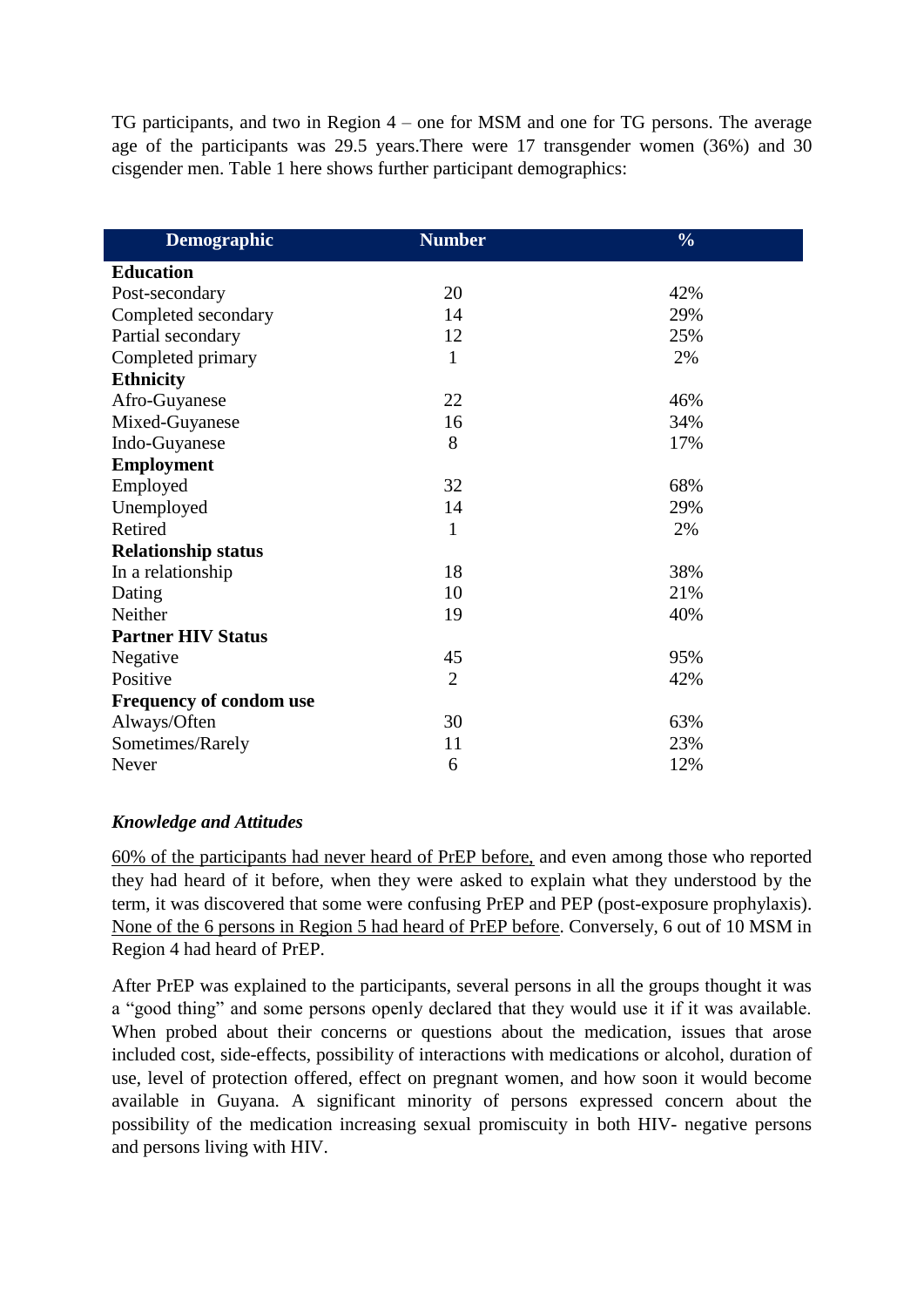TG participants, and two in Region 4 – one for MSM and one for TG persons. The average age of the participants was 29.5 years.There were 17 transgender women (36%) and 30 cisgender men. Table 1 here shows further participant demographics:

| Demographic | Number | % |
|---|---|---|
| **Education** | | |
| Post-secondary | 20 | 42% |
| Completed secondary | 14 | 29% |
| Partial secondary | 12 | 25% |
| Completed primary | 1 | 2% |
| **Ethnicity** | | |
| Afro-Guyanese | 22 | 46% |
| Mixed-Guyanese | 16 | 34% |
| Indo-Guyanese | 8 | 17% |
| **Employment** | | |
| Employed | 32 | 68% |
| Unemployed | 14 | 29% |
| Retired | 1 | 2% |
| **Relationship status** | | |
| In a relationship | 18 | 38% |
| Dating | 10 | 21% |
| Neither | 19 | 40% |
| **Partner HIV Status** | | |
| Negative | 45 | 95% |
| Positive | 2 | 42% |
| **Frequency of condom use** | | |
| Always/Often | 30 | 63% |
| Sometimes/Rarely | 11 | 23% |
| Never | 6 | 12% |

### *Knowledge and Attitudes*

60% of the participants had never heard of PrEP before, and even among those who reported they had heard of it before, when they were asked to explain what they understood by the term, it was discovered that some were confusing PrEP and PEP (post-exposure prophylaxis). None of the 6 persons in Region 5 had heard of PrEP before. Conversely, 6 out of 10 MSM in Region 4 had heard of PrEP.

After PrEP was explained to the participants, several persons in all the groups thought it was a "good thing" and some persons openly declared that they would use it if it was available. When probed about their concerns or questions about the medication, issues that arose included cost, side-effects, possibility of interactions with medications or alcohol, duration of use, level of protection offered, effect on pregnant women, and how soon it would become available in Guyana. A significant minority of persons expressed concern about the possibility of the medication increasing sexual promiscuity in both HIV- negative persons and persons living with HIV.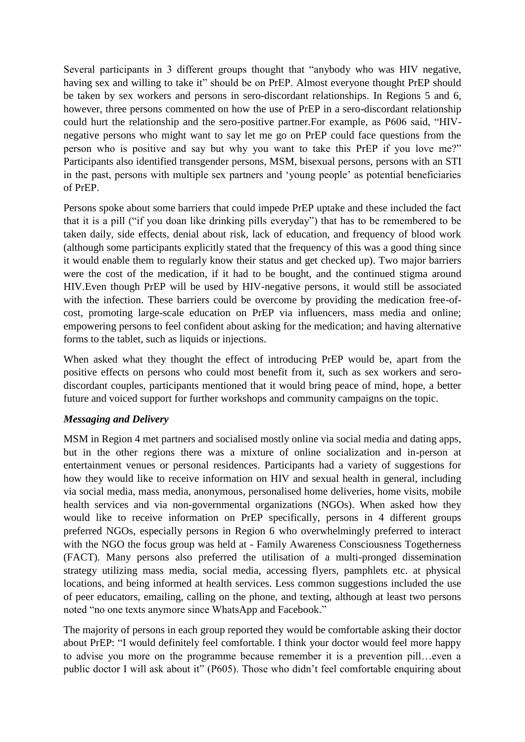Several participants in 3 different groups thought that "anybody who was HIV negative, having sex and willing to take it" should be on PrEP. Almost everyone thought PrEP should be taken by sex workers and persons in sero-discordant relationships. In Regions 5 and 6, however, three persons commented on how the use of PrEP in a sero-discordant relationship could hurt the relationship and the sero-positive partner.For example, as P606 said, "HIV-negative persons who might want to say let me go on PrEP could face questions from the person who is positive and say but why you want to take this PrEP if you love me?" Participants also identified transgender persons, MSM, bisexual persons, persons with an STI in the past, persons with multiple sex partners and 'young people' as potential beneficiaries of PrEP.

Persons spoke about some barriers that could impede PrEP uptake and these included the fact that it is a pill ("if you doan like drinking pills everyday") that has to be remembered to be taken daily, side effects, denial about risk, lack of education, and frequency of blood work (although some participants explicitly stated that the frequency of this was a good thing since it would enable them to regularly know their status and get checked up). Two major barriers were the cost of the medication, if it had to be bought, and the continued stigma around HIV.Even though PrEP will be used by HIV-negative persons, it would still be associated with the infection. These barriers could be overcome by providing the medication free-of-cost, promoting large-scale education on PrEP via influencers, mass media and online; empowering persons to feel confident about asking for the medication; and having alternative forms to the tablet, such as liquids or injections.

When asked what they thought the effect of introducing PrEP would be, apart from the positive effects on persons who could most benefit from it, such as sex workers and sero-discordant couples, participants mentioned that it would bring peace of mind, hope, a better future and voiced support for further workshops and community campaigns on the topic.

### *Messaging and Delivery*

MSM in Region 4 met partners and socialised mostly online via social media and dating apps, but in the other regions there was a mixture of online socialization and in-person at entertainment venues or personal residences. Participants had a variety of suggestions for how they would like to receive information on HIV and sexual health in general, including via social media, mass media, anonymous, personalised home deliveries, home visits, mobile health services and via non-governmental organizations (NGOs). When asked how they would like to receive information on PrEP specifically, persons in 4 different groups preferred NGOs, especially persons in Region 6 who overwhelmingly preferred to interact with the NGO the focus group was held at - Family Awareness Consciousness Togetherness (FACT). Many persons also preferred the utilisation of a multi-pronged dissemination strategy utilizing mass media, social media, accessing flyers, pamphlets etc. at physical locations, and being informed at health services. Less common suggestions included the use of peer educators, emailing, calling on the phone, and texting, although at least two persons noted "no one texts anymore since WhatsApp and Facebook."

The majority of persons in each group reported they would be comfortable asking their doctor about PrEP: "I would definitely feel comfortable. I think your doctor would feel more happy to advise you more on the programme because remember it is a prevention pill…even a public doctor I will ask about it" (P605). Those who didn't feel comfortable enquiring about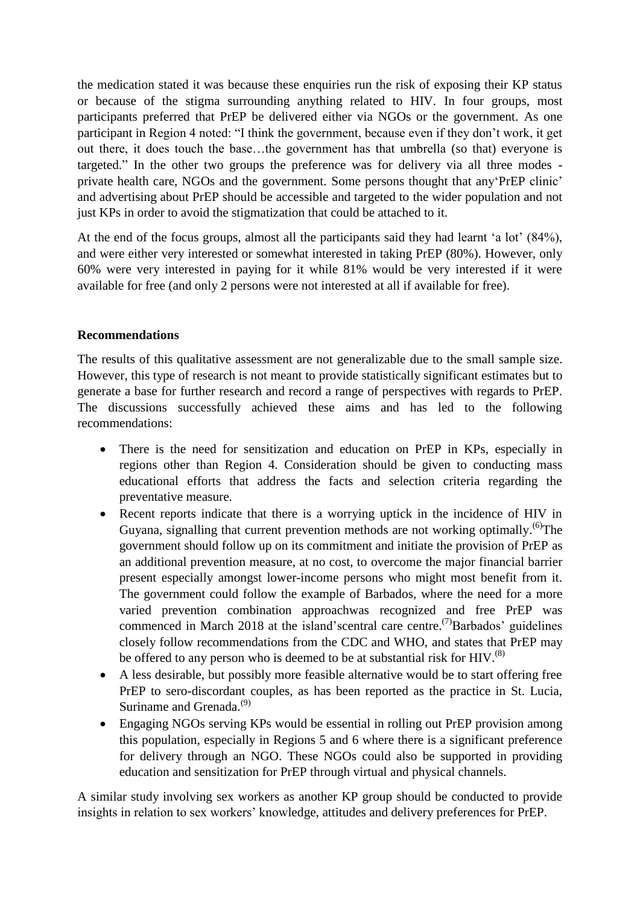the medication stated it was because these enquiries run the risk of exposing their KP status or because of the stigma surrounding anything related to HIV. In four groups, most participants preferred that PrEP be delivered either via NGOs or the government. As one participant in Region 4 noted: "I think the government, because even if they don't work, it get out there, it does touch the base…the government has that umbrella (so that) everyone is targeted." In the other two groups the preference was for delivery via all three modes - private health care, NGOs and the government. Some persons thought that any'PrEP clinic' and advertising about PrEP should be accessible and targeted to the wider population and not just KPs in order to avoid the stigmatization that could be attached to it.

At the end of the focus groups, almost all the participants said they had learnt 'a lot' (84%), and were either very interested or somewhat interested in taking PrEP (80%). However, only 60% were very interested in paying for it while 81% would be very interested if it were available for free (and only 2 persons were not interested at all if available for free).

**Recommendations**

The results of this qualitative assessment are not generalizable due to the small sample size. However, this type of research is not meant to provide statistically significant estimates but to generate a base for further research and record a range of perspectives with regards to PrEP. The discussions successfully achieved these aims and has led to the following recommendations:

- There is the need for sensitization and education on PrEP in KPs, especially in regions other than Region 4. Consideration should be given to conducting mass educational efforts that address the facts and selection criteria regarding the preventative measure.
- Recent reports indicate that there is a worrying uptick in the incidence of HIV in Guyana, signalling that current prevention methods are not working optimally.[6]The government should follow up on its commitment and initiate the provision of PrEP as an additional prevention measure, at no cost, to overcome the major financial barrier present especially amongst lower-income persons who might most benefit from it. The government could follow the example of Barbados, where the need for a more varied prevention combination approachwas recognized and free PrEP was commenced in March 2018 at the island'scentral care centre.[7]Barbados' guidelines closely follow recommendations from the CDC and WHO, and states that PrEP may be offered to any person who is deemed to be at substantial risk for HIV.[8]
- A less desirable, but possibly more feasible alternative would be to start offering free PrEP to sero-discordant couples, as has been reported as the practice in St. Lucia, Suriname and Grenada.[9]
- Engaging NGOs serving KPs would be essential in rolling out PrEP provision among this population, especially in Regions 5 and 6 where there is a significant preference for delivery through an NGO. These NGOs could also be supported in providing education and sensitization for PrEP through virtual and physical channels.

A similar study involving sex workers as another KP group should be conducted to provide insights in relation to sex workers' knowledge, attitudes and delivery preferences for PrEP.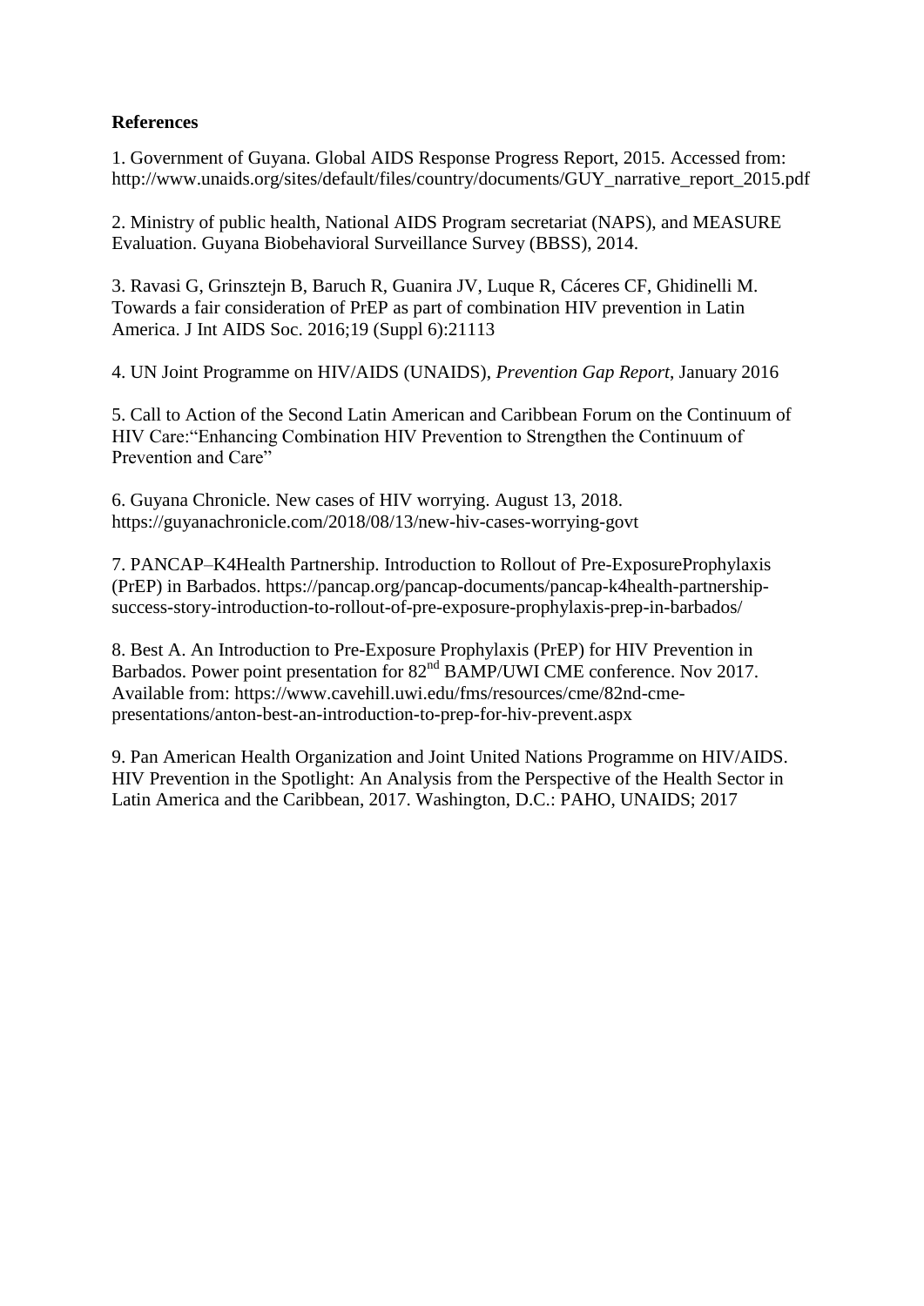**References**

1. Government of Guyana. Global AIDS Response Progress Report, 2015. Accessed from: http://www.unaids.org/sites/default/files/country/documents/GUY_narrative_report_2015.pdf

2. Ministry of public health, National AIDS Program secretariat (NAPS), and MEASURE Evaluation. Guyana Biobehavioral Surveillance Survey (BBSS), 2014.

3. Ravasi G, Grinsztejn B, Baruch R, Guanira JV, Luque R, Cáceres CF, Ghidinelli M. Towards a fair consideration of PrEP as part of combination HIV prevention in Latin America. J Int AIDS Soc. 2016;19 (Suppl 6):21113

4. UN Joint Programme on HIV/AIDS (UNAIDS), *Prevention Gap Report*, January 2016

5. Call to Action of the Second Latin American and Caribbean Forum on the Continuum of HIV Care:"Enhancing Combination HIV Prevention to Strengthen the Continuum of Prevention and Care"

6. Guyana Chronicle. New cases of HIV worrying. August 13, 2018. https://guyanachronicle.com/2018/08/13/new-hiv-cases-worrying-govt

7. PANCAP–K4Health Partnership. Introduction to Rollout of Pre-ExposureProphylaxis (PrEP) in Barbados. https://pancap.org/pancap-documents/pancap-k4health-partnership-success-story-introduction-to-rollout-of-pre-exposure-prophylaxis-prep-in-barbados/

8. Best A. An Introduction to Pre-Exposure Prophylaxis (PrEP) for HIV Prevention in Barbados. Power point presentation for 82nd BAMP/UWI CME conference. Nov 2017. Available from: https://www.cavehill.uwi.edu/fms/resources/cme/82nd-cme-presentations/anton-best-an-introduction-to-prep-for-hiv-prevent.aspx

9. Pan American Health Organization and Joint United Nations Programme on HIV/AIDS. HIV Prevention in the Spotlight: An Analysis from the Perspective of the Health Sector in Latin America and the Caribbean, 2017. Washington, D.C.: PAHO, UNAIDS; 2017